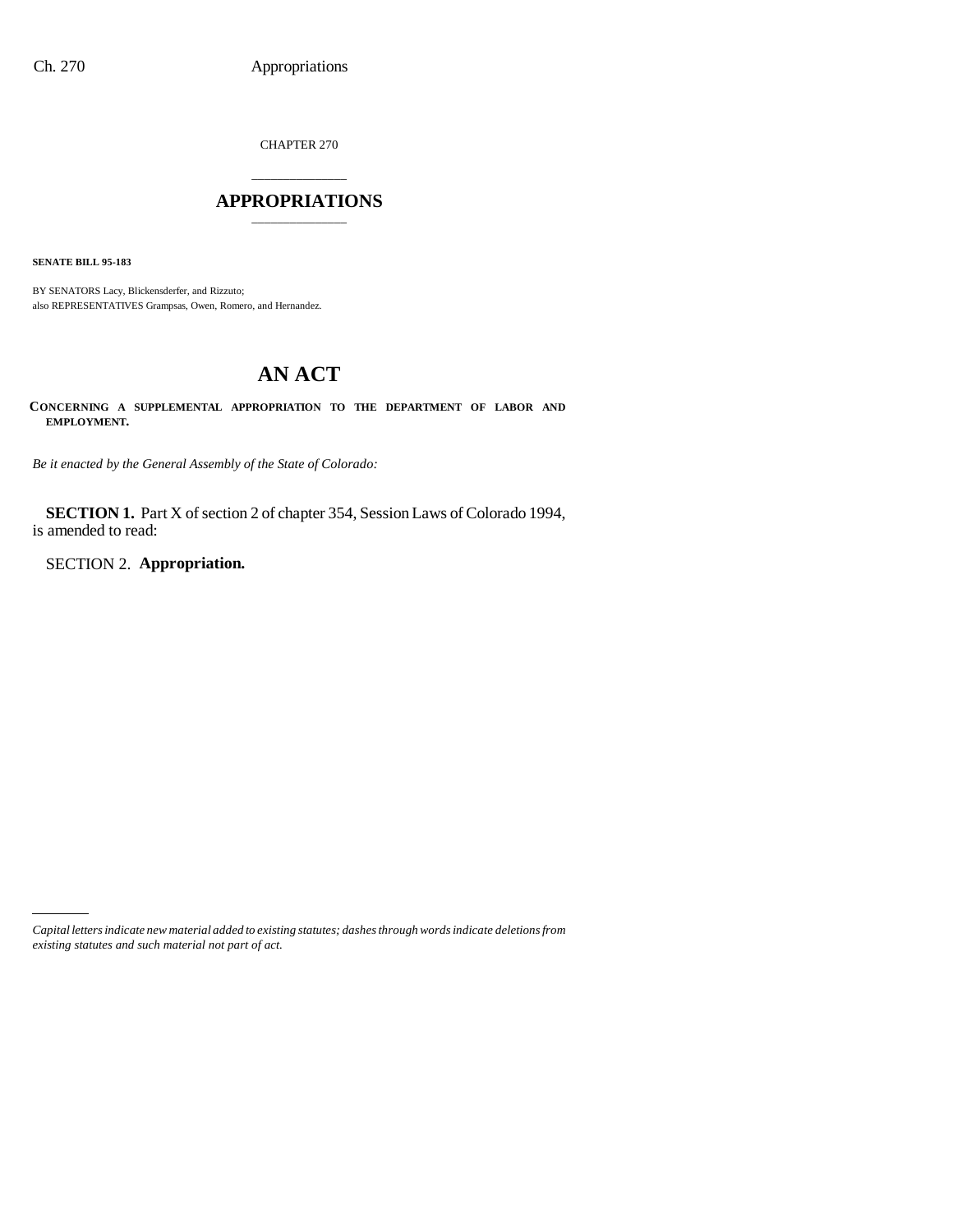CHAPTER 270

# APPROPRIATIONS

**SENATE BILL 95-183**

BY SENATORS Lacy, Blickensderfer, and Rizzuto;
also REPRESENTATIVES Grampsas, Owen, Romero, and Hernandez.

# AN ACT

**CONCERNING A SUPPLEMENTAL APPROPRIATION TO THE DEPARTMENT OF LABOR AND EMPLOYMENT.**

*Be it enacted by the General Assembly of the State of Colorado:*

**SECTION 1.** Part X of section 2 of chapter 354, Session Laws of Colorado 1994, is amended to read:

SECTION 2. **Appropriation.**

*Capital letters indicate new material added to existing statutes; dashes through words indicate deletions from existing statutes and such material not part of act.*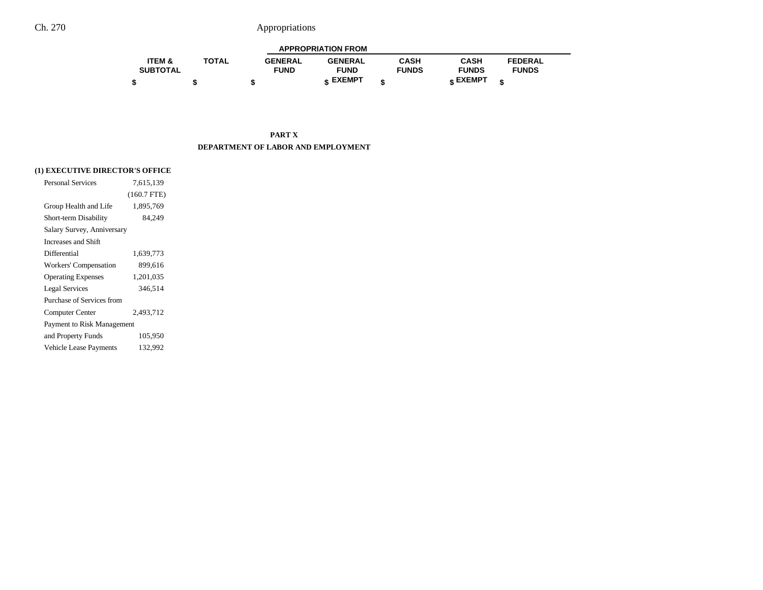| | ITEM & SUBTOTAL | TOTAL | APPROPRIATION FROM | | | | |
|---|---|---|---|---|---|---|---|
| | | | GENERAL FUND | GENERAL FUND EXEMPT | CASH FUNDS | CASH FUNDS EXEMPT | FEDERAL FUNDS |
| | $ | $ | $ | $ | $ | $ | $ |

## PART X
## DEPARTMENT OF LABOR AND EMPLOYMENT

### (1) EXECUTIVE DIRECTOR'S OFFICE

| | ITEM & SUBTOTAL | TOTAL | GENERAL FUND | GENERAL FUND EXEMPT | CASH FUNDS | CASH FUNDS EXEMPT | FEDERAL FUNDS |
|---|---|---|---|---|---|---|---|
| Personal Services | 7,615,139 | | | | | | |
| | (160.7 FTE) | | | | | | |
| Group Health and Life | 1,895,769 | | | | | | |
| Short-term Disability | 84,249 | | | | | | |
| Salary Survey, Anniversary Increases and Shift Differential | 1,639,773 | | | | | | |
| Workers' Compensation | 899,616 | | | | | | |
| Operating Expenses | 1,201,035 | | | | | | |
| Legal Services | 346,514 | | | | | | |
| Purchase of Services from Computer Center | 2,493,712 | | | | | | |
| Payment to Risk Management and Property Funds | 105,950 | | | | | | |
| Vehicle Lease Payments | 132,992 | | | | | | |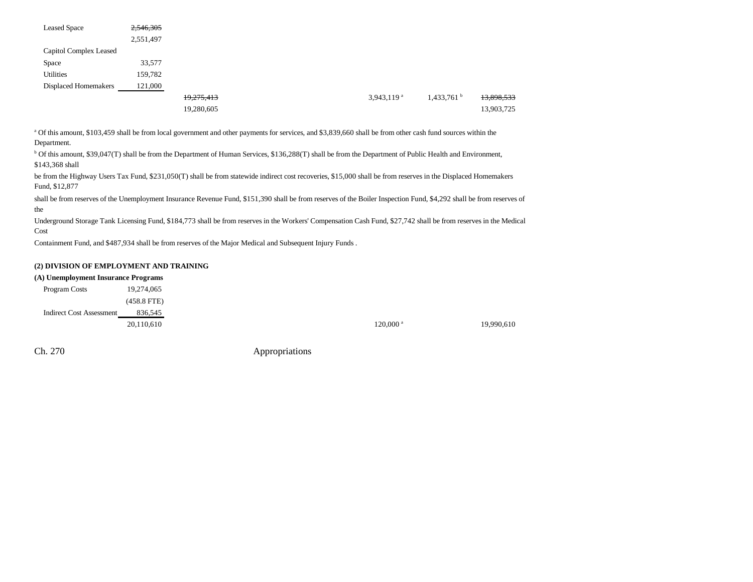| | | | | | | |
|---|---|---|---|---|---|---|
| Leased Space | ~~2,546,305~~ | | | | | |
| | 2,551,497 | | | | | |
| Capitol Complex Leased | | | | | | |
| Space | 33,577 | | | | | |
| Utilities | 159,782 | | | | | |
| Displaced Homemakers | 121,000 | | | | | |
| | | ~~19,275,413~~ | | 3,943,119[a] | 1,433,761[b] | ~~13,898,533~~ |
| | | 19,280,605 | | | | 13,903,725 |

[a] Of this amount, $103,459 shall be from local government and other payments for services, and $3,839,660 shall be from other cash fund sources within the Department.

[b] Of this amount, $39,047(T) shall be from the Department of Human Services, $136,288(T) shall be from the Department of Public Health and Environment, $143,368 shall be from the Highway Users Tax Fund, $231,050(T) shall be from statewide indirect cost recoveries, $15,000 shall be from reserves in the Displaced Homemakers Fund, $12,877 shall be from reserves of the Unemployment Insurance Revenue Fund, $151,390 shall be from reserves of the Boiler Inspection Fund, $4,292 shall be from reserves of the Underground Storage Tank Licensing Fund, $184,773 shall be from reserves in the Workers' Compensation Cash Fund, $27,742 shall be from reserves in the Medical Cost Containment Fund, and $487,934 shall be from reserves of the Major Medical and Subsequent Injury Funds .

**(2) DIVISION OF EMPLOYMENT AND TRAINING**

**(A) Unemployment Insurance Programs**

| | | | | | | |
|---|---|---|---|---|---|---|
| Program Costs | 19,274,065 | | | | | |
| | (458.8 FTE) | | | | | |
| Indirect Cost Assessment | 836,545 | | | | | |
| | 20,110,610 | | | 120,000[a] | | 19,990,610 |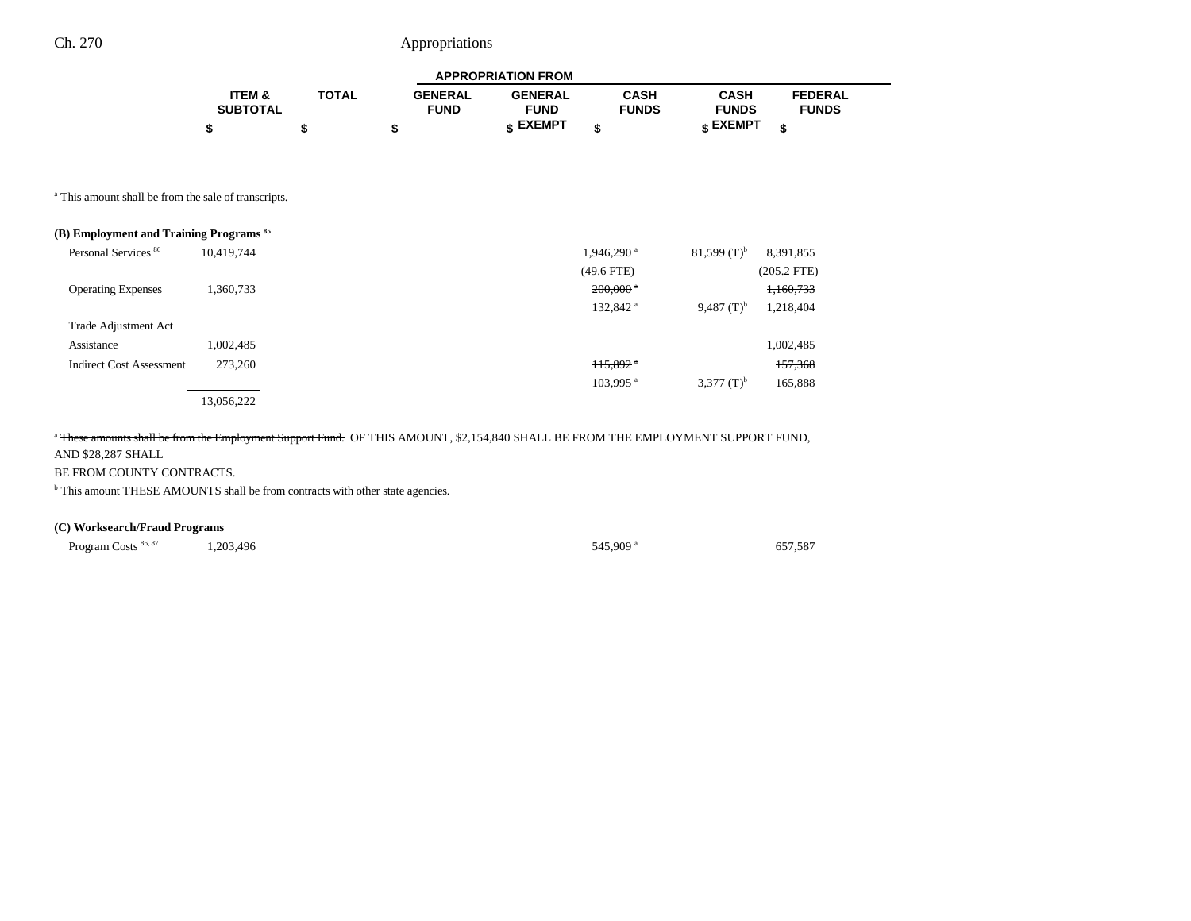| | ITEM & SUBTOTAL | TOTAL | GENERAL FUND | GENERAL FUND EXEMPT | CASH FUNDS | CASH FUNDS EXEMPT | FEDERAL FUNDS |
|---|---|---|---|---|---|---|---|
| | | | APPROPRIATION FROM | | | | |
| | $ | $ | $ | $ | $ | $ | $ |

[a] This amount shall be from the sale of transcripts.

**(B) Employment and Training Programs [85]**

| | ITEM & SUBTOTAL | TOTAL | GENERAL FUND | GENERAL FUND EXEMPT | CASH FUNDS | CASH FUNDS EXEMPT | FEDERAL FUNDS |
|---|---|---|---|---|---|---|---|
| Personal Services [86] | 10,419,744 | | | | 1,946,290 [a] | 81,599 (T)[b] | 8,391,855 |
| | | | | | (49.6 FTE) | | (205.2 FTE) |
| Operating Expenses | 1,360,733 | | | | ~~200,000 [a]~~ | | ~~1,160,733~~ |
| | | | | | 132,842 [a] | 9,487 (T)[b] | 1,218,404 |
| Trade Adjustment Act Assistance | 1,002,485 | | | | | | 1,002,485 |
| Indirect Cost Assessment | 273,260 | | | | ~~115,892 [a]~~ | | ~~157,368~~ |
| | | | | | 103,995 [a] | 3,377 (T)[b] | 165,888 |
| | 13,056,222 | | | | | | |

[a] ~~These amounts shall be from the Employment Support Fund.~~ OF THIS AMOUNT, $2,154,840 SHALL BE FROM THE EMPLOYMENT SUPPORT FUND, AND $28,287 SHALL BE FROM COUNTY CONTRACTS.

[b] ~~This amount~~ THESE AMOUNTS shall be from contracts with other state agencies.

**(C) Worksearch/Fraud Programs**

| | ITEM & SUBTOTAL | TOTAL | GENERAL FUND | GENERAL FUND EXEMPT | CASH FUNDS | CASH FUNDS EXEMPT | FEDERAL FUNDS |
|---|---|---|---|---|---|---|---|
| Program Costs [86, 87] | 1,203,496 | | | | 545,909 [a] | | 657,587 |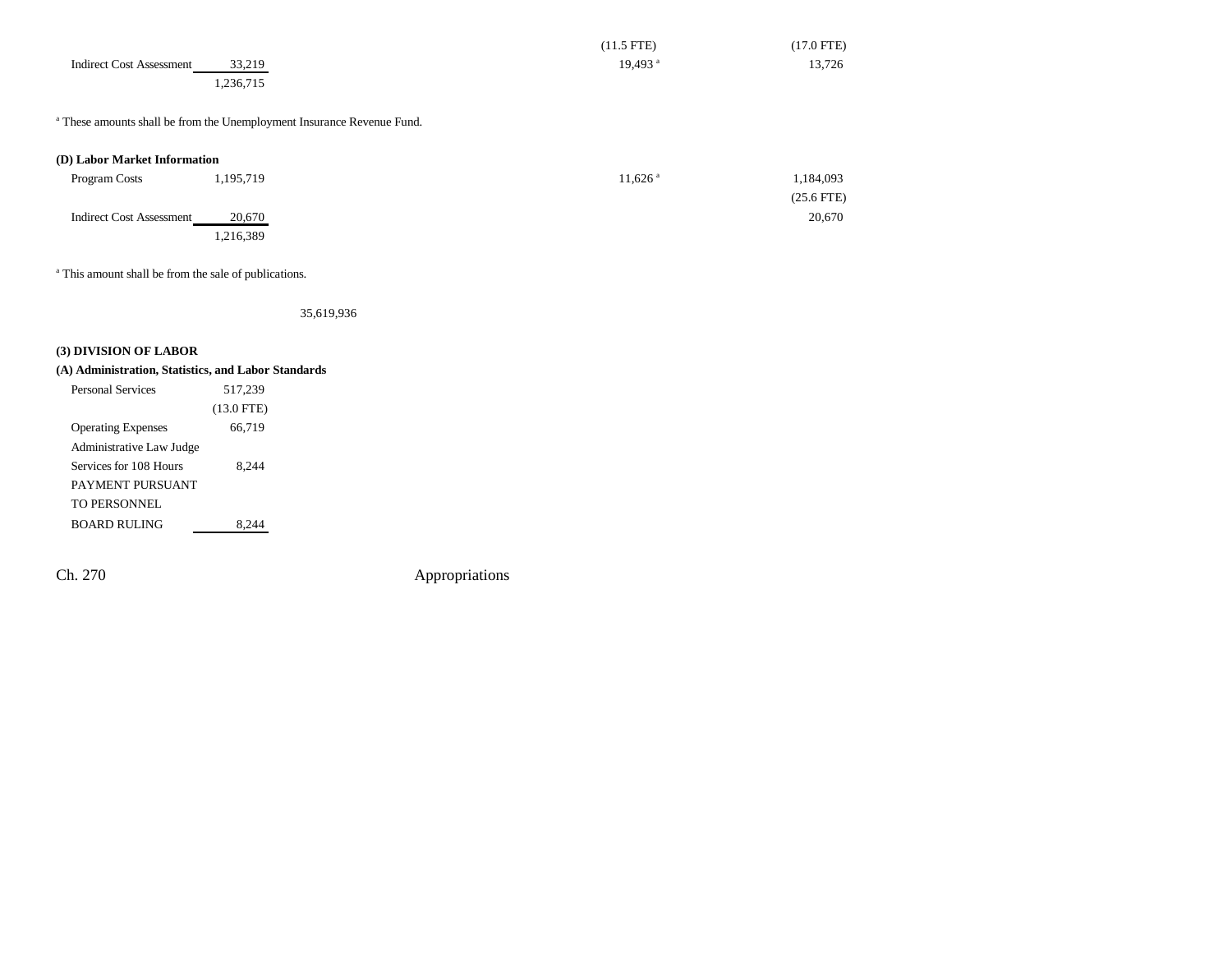| | | | | | | |
|---|---|---|---|---|---|---|
| | | | | (11.5 FTE) | (17.0 FTE) | |
| Indirect Cost Assessment | 33,219 | | | 19,493 [a] | 13,726 | |
| | 1,236,715 | | | | | |

[a] These amounts shall be from the Unemployment Insurance Revenue Fund.

**(D) Labor Market Information**

| | | | | | | |
|---|---|---|---|---|---|---|
| Program Costs | 1,195,719 | | | 11,626 [a] | 1,184,093 | |
| | | | | | (25.6 FTE) | |
| Indirect Cost Assessment | 20,670 | | | | 20,670 | |
| | 1,216,389 | | | | | |

[a] This amount shall be from the sale of publications.

35,619,936

**(3) DIVISION OF LABOR**

**(A) Administration, Statistics, and Labor Standards**

| | |
|---|---|
| Personal Services | 517,239 |
| | (13.0 FTE) |
| Operating Expenses | 66,719 |
| Administrative Law Judge Services for 108 Hours | 8,244 |
| PAYMENT PURSUANT TO PERSONNEL BOARD RULING | 8,244 |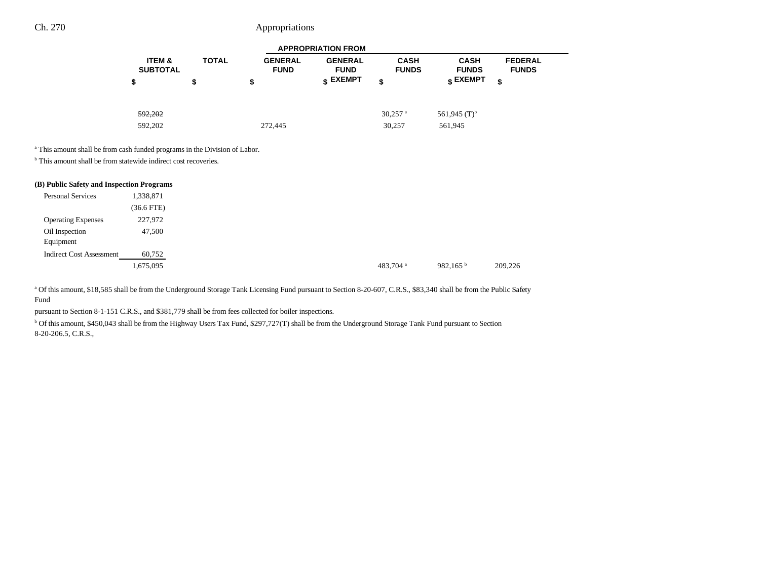| | ITEM & SUBTOTAL | TOTAL | GENERAL FUND | GENERAL FUND EXEMPT | CASH FUNDS | CASH FUNDS EXEMPT | FEDERAL FUNDS |
|---|---|---|---|---|---|---|---|
| | $ | $ | $ | $ | $ | $ | $ |
| | ~~592,202~~ | | | | 30,257 [a] | 561,945 (T)[b] | |
| | 592,202 | | 272,445 | | 30,257 | 561,945 | |

[a] This amount shall be from cash funded programs in the Division of Labor.

[b] This amount shall be from statewide indirect cost recoveries.

**(B) Public Safety and Inspection Programs**

| | ITEM & SUBTOTAL | TOTAL | GENERAL FUND | GENERAL FUND EXEMPT | CASH FUNDS | CASH FUNDS EXEMPT | FEDERAL FUNDS |
|---|---|---|---|---|---|---|---|
| Personal Services | 1,338,871 | | | | | | |
| | (36.6 FTE) | | | | | | |
| Operating Expenses | 227,972 | | | | | | |
| Oil Inspection Equipment | 47,500 | | | | | | |
| Indirect Cost Assessment | 60,752 | | | | | | |
| | 1,675,095 | | | | 483,704 [a] | 982,165 [b] | 209,226 |

[a] Of this amount, $18,585 shall be from the Underground Storage Tank Licensing Fund pursuant to Section 8-20-607, C.R.S., $83,340 shall be from the Public Safety Fund pursuant to Section 8-1-151 C.R.S., and $381,779 shall be from fees collected for boiler inspections.

[b] Of this amount, $450,043 shall be from the Highway Users Tax Fund, $297,727(T) shall be from the Underground Storage Tank Fund pursuant to Section 8-20-206.5, C.R.S.,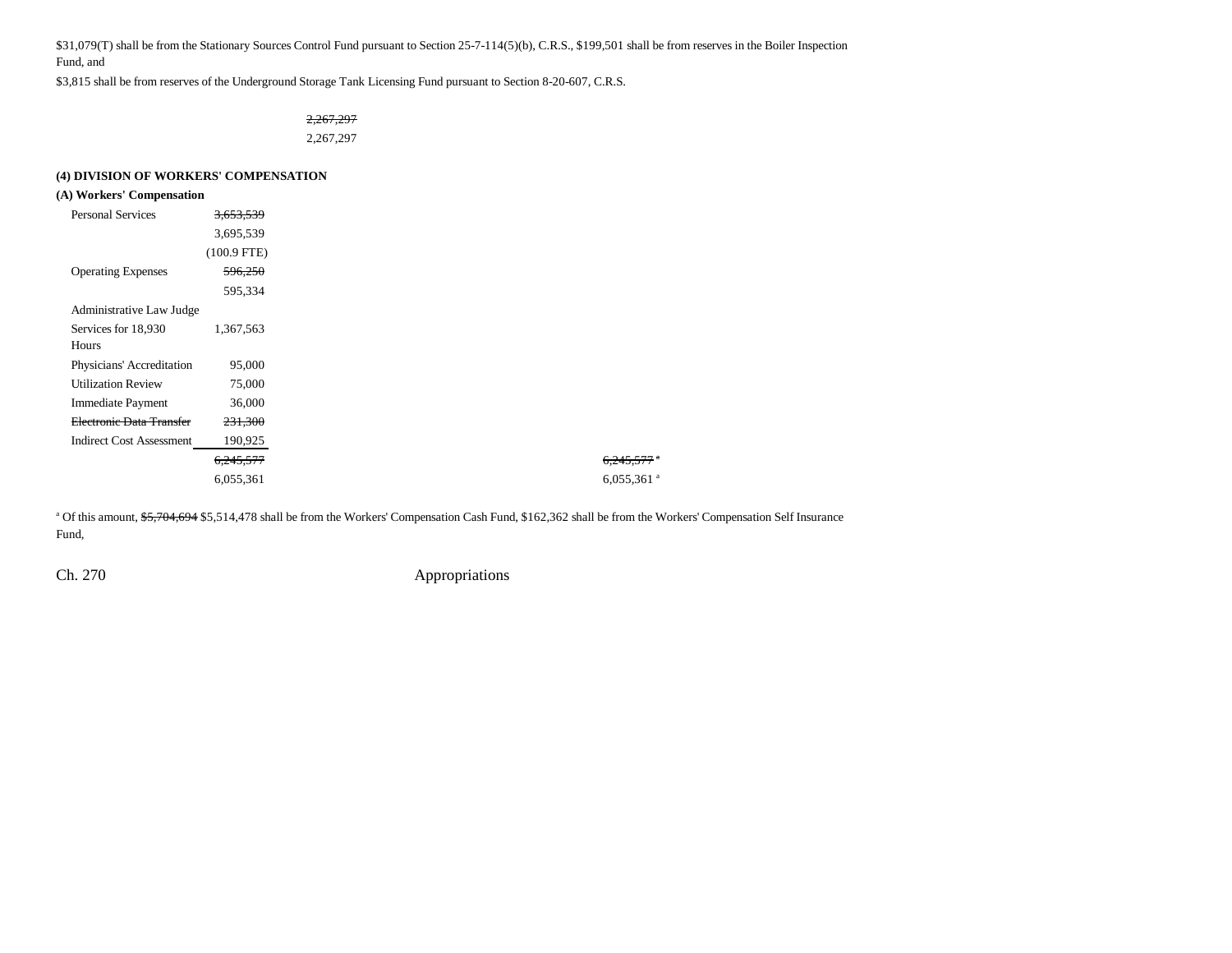$31,079(T) shall be from the Stationary Sources Control Fund pursuant to Section 25-7-114(5)(b), C.R.S., $199,501 shall be from reserves in the Boiler Inspection Fund, and

$3,815 shall be from reserves of the Underground Storage Tank Licensing Fund pursuant to Section 8-20-607, C.R.S.

~~2,267,297~~
2,267,297

**(4) DIVISION OF WORKERS' COMPENSATION**

**(A) Workers' Compensation**

| | | |
|---|---|---|
| Personal Services | ~~3,653,539~~ | |
| | 3,695,539 | |
| | (100.9 FTE) | |
| Operating Expenses | ~~596,250~~ | |
| | 595,334 | |
| Administrative Law Judge Services for 18,930 Hours | 1,367,563 | |
| Physicians' Accreditation | 95,000 | |
| Utilization Review | 75,000 | |
| Immediate Payment | 36,000 | |
| ~~Electronic Data Transfer~~ | ~~231,300~~ | |
| Indirect Cost Assessment | 190,925 | |
| | ~~6,245,577~~ | ~~6,245,577~~[a] |
| | 6,055,361 | 6,055,361[a] |

[a] Of this amount, ~~$5,704,694~~ $5,514,478 shall be from the Workers' Compensation Cash Fund, $162,362 shall be from the Workers' Compensation Self Insurance Fund,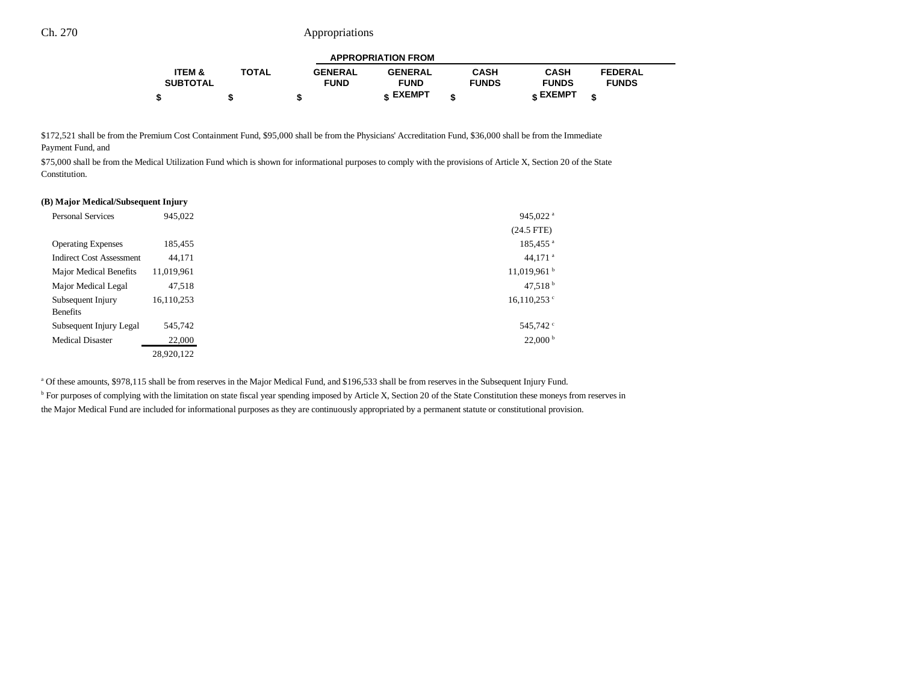$172,521 shall be from the Premium Cost Containment Fund, $95,000 shall be from the Physicians' Accreditation Fund, $36,000 shall be from the Immediate Payment Fund, and

$75,000 shall be from the Medical Utilization Fund which is shown for informational purposes to comply with the provisions of Article X, Section 20 of the State Constitution.

**(B) Major Medical/Subsequent Injury**

| | ITEM & SUBTOTAL | TOTAL | APPROPRIATION FROM GENERAL FUND | GENERAL FUND EXEMPT | CASH FUNDS | CASH FUNDS EXEMPT | FEDERAL FUNDS |
|---|---|---|---|---|---|---|---|
| | $ | $ | $ | $ | $ | $ | $ |
| Personal Services | 945,022 | | | | | 945,022 [a] | |
| | | | | | | (24.5 FTE) | |
| Operating Expenses | 185,455 | | | | | 185,455 [a] | |
| Indirect Cost Assessment | 44,171 | | | | | 44,171 [a] | |
| Major Medical Benefits | 11,019,961 | | | | | 11,019,961 [b] | |
| Major Medical Legal | 47,518 | | | | | 47,518 [b] | |
| Subsequent Injury Benefits | 16,110,253 | | | | | 16,110,253 [c] | |
| Subsequent Injury Legal | 545,742 | | | | | 545,742 [c] | |
| Medical Disaster | 22,000 | | | | | 22,000 [b] | |
| | 28,920,122 | | | | | | |

[a] Of these amounts, $978,115 shall be from reserves in the Major Medical Fund, and $196,533 shall be from reserves in the Subsequent Injury Fund.

[b] For purposes of complying with the limitation on state fiscal year spending imposed by Article X, Section 20 of the State Constitution these moneys from reserves in the Major Medical Fund are included for informational purposes as they are continuously appropriated by a permanent statute or constitutional provision.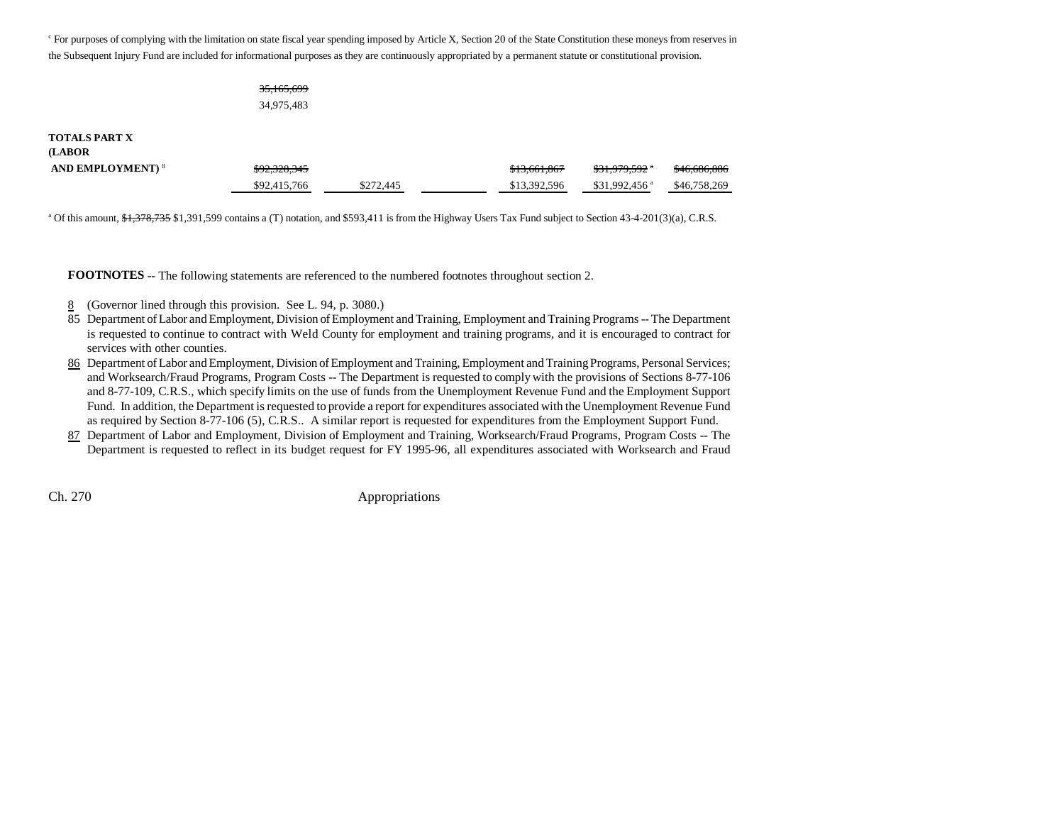[c] For purposes of complying with the limitation on state fiscal year spending imposed by Article X, Section 20 of the State Constitution these moneys from reserves in the Subsequent Injury Fund are included for informational purposes as they are continuously appropriated by a permanent statute or constitutional provision.

| | | | | | | |
|---|---|---|---|---|---|---|
| | ~~35,165,699~~ | | | | | |
| | 34,975,483 | | | | | |
| **TOTALS PART X (LABOR AND EMPLOYMENT)** [8] | ~~$92,328,345~~ | | | ~~$13,661,867~~ | ~~$31,979,592~~ [a] | ~~$46,686,886~~ |
| | $92,415,766 | $272,445 | | $13,392,596 | $31,992,456 [a] | $46,758,269 |

[a] Of this amount, ~~$1,378,735~~ $1,391,599 contains a (T) notation, and $593,411 is from the Highway Users Tax Fund subject to Section 43-4-201(3)(a), C.R.S.

**FOOTNOTES** -- The following statements are referenced to the numbered footnotes throughout section 2.

8 (Governor lined through this provision. See L. 94, p. 3080.)

85 Department of Labor and Employment, Division of Employment and Training, Employment and Training Programs -- The Department is requested to continue to contract with Weld County for employment and training programs, and it is encouraged to contract for services with other counties.

86 Department of Labor and Employment, Division of Employment and Training, Employment and Training Programs, Personal Services; and Worksearch/Fraud Programs, Program Costs -- The Department is requested to comply with the provisions of Sections 8-77-106 and 8-77-109, C.R.S., which specify limits on the use of funds from the Unemployment Revenue Fund and the Employment Support Fund. In addition, the Department is requested to provide a report for expenditures associated with the Unemployment Revenue Fund as required by Section 8-77-106 (5), C.R.S.. A similar report is requested for expenditures from the Employment Support Fund.

87 Department of Labor and Employment, Division of Employment and Training, Worksearch/Fraud Programs, Program Costs -- The Department is requested to reflect in its budget request for FY 1995-96, all expenditures associated with Worksearch and Fraud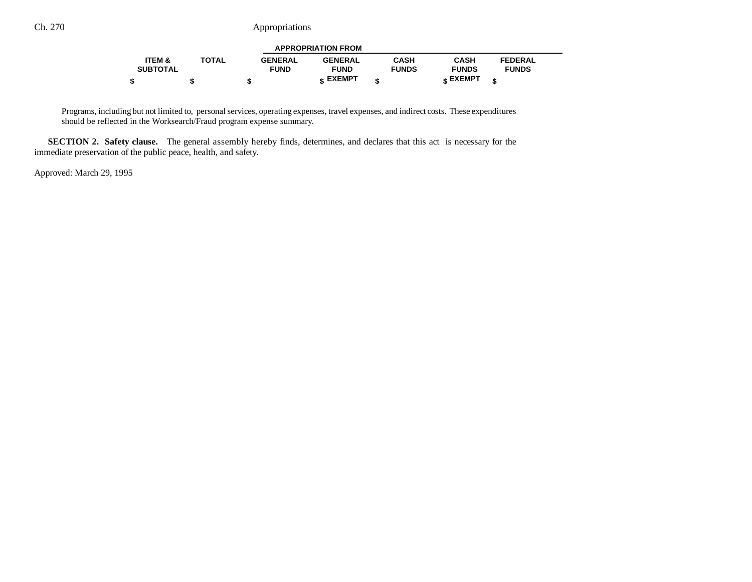| ITEM & SUBTOTAL | TOTAL | APPROPRIATION FROM GENERAL FUND | GENERAL FUND EXEMPT | CASH FUNDS | CASH FUNDS EXEMPT | FEDERAL FUNDS |
|---|---|---|---|---|---|---|
| $ | $ | $ | $ | $ | $ | $ |

Programs, including but not limited to, personal services, operating expenses, travel expenses, and indirect costs. These expenditures should be reflected in the Worksearch/Fraud program expense summary.

**SECTION 2. Safety clause.** The general assembly hereby finds, determines, and declares that this act is necessary for the immediate preservation of the public peace, health, and safety.

Approved: March 29, 1995